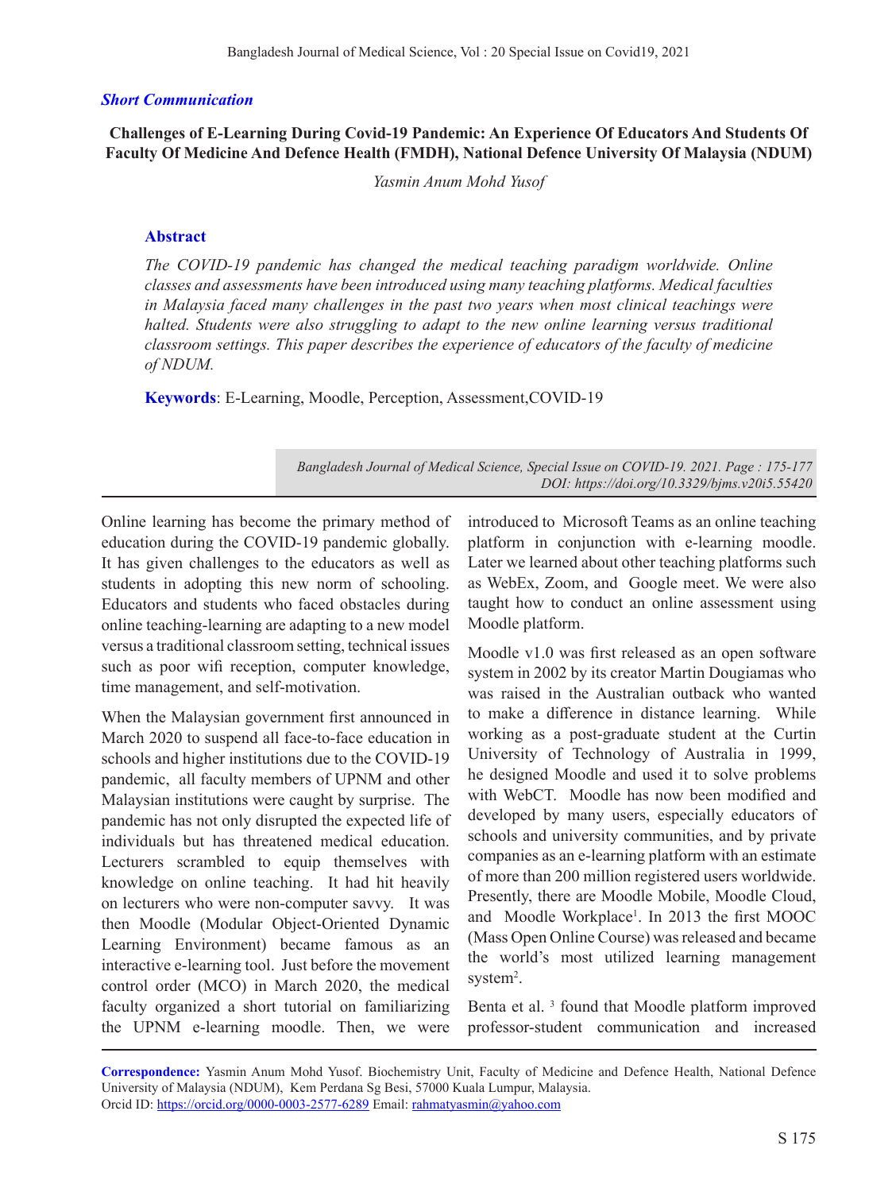*Short Communication*

# Challenges of E-Learning During Covid-19 Pandemic: An Experience Of Educators And Students Of Faculty Of Medicine And Defence Health (FMDH), National Defence University Of Malaysia (NDUM)

*Yasmin Anum Mohd Yusof*

## Abstract

*The COVID-19 pandemic has changed the medical teaching paradigm worldwide. Online classes and assessments have been introduced using many teaching platforms. Medical faculties in Malaysia faced many challenges in the past two years when most clinical teachings were halted. Students were also struggling to adapt to the new online learning versus traditional classroom settings. This paper describes the experience of educators of the faculty of medicine of NDUM.*

**Keywords**: E-Learning, Moodle, Perception, Assessment,COVID-19

*Bangladesh Journal of Medical Science, Special Issue on COVID-19. 2021. Page : 175-177*
*DOI: https://doi.org/10.3329/bjms.v20i5.55420*

Online learning has become the primary method of education during the COVID-19 pandemic globally. It has given challenges to the educators as well as students in adopting this new norm of schooling. Educators and students who faced obstacles during online teaching-learning are adapting to a new model versus a traditional classroom setting, technical issues such as poor wifi reception, computer knowledge, time management, and self-motivation.

When the Malaysian government first announced in March 2020 to suspend all face-to-face education in schools and higher institutions due to the COVID-19 pandemic, all faculty members of UPNM and other Malaysian institutions were caught by surprise. The pandemic has not only disrupted the expected life of individuals but has threatened medical education. Lecturers scrambled to equip themselves with knowledge on online teaching. It had hit heavily on lecturers who were non-computer savvy. It was then Moodle (Modular Object-Oriented Dynamic Learning Environment) became famous as an interactive e-learning tool. Just before the movement control order (MCO) in March 2020, the medical faculty organized a short tutorial on familiarizing the UPNM e-learning moodle. Then, we were introduced to Microsoft Teams as an online teaching platform in conjunction with e-learning moodle. Later we learned about other teaching platforms such as WebEx, Zoom, and Google meet. We were also taught how to conduct an online assessment using Moodle platform.

Moodle v1.0 was first released as an open software system in 2002 by its creator Martin Dougiamas who was raised in the Australian outback who wanted to make a difference in distance learning. While working as a post-graduate student at the Curtin University of Technology of Australia in 1999, he designed Moodle and used it to solve problems with WebCT. Moodle has now been modified and developed by many users, especially educators of schools and university communities, and by private companies as an e-learning platform with an estimate of more than 200 million registered users worldwide. Presently, there are Moodle Mobile, Moodle Cloud, and Moodle Workplace[1]. In 2013 the first MOOC (Mass Open Online Course) was released and became the world's most utilized learning management system[2].

Benta et al. [3] found that Moodle platform improved professor-student communication and increased

**Correspondence:** Yasmin Anum Mohd Yusof. Biochemistry Unit, Faculty of Medicine and Defence Health, National Defence University of Malaysia (NDUM), Kem Perdana Sg Besi, 57000 Kuala Lumpur, Malaysia.
Orcid ID: https://orcid.org/0000-0003-2577-6289 Email: rahmatyasmin@yahoo.com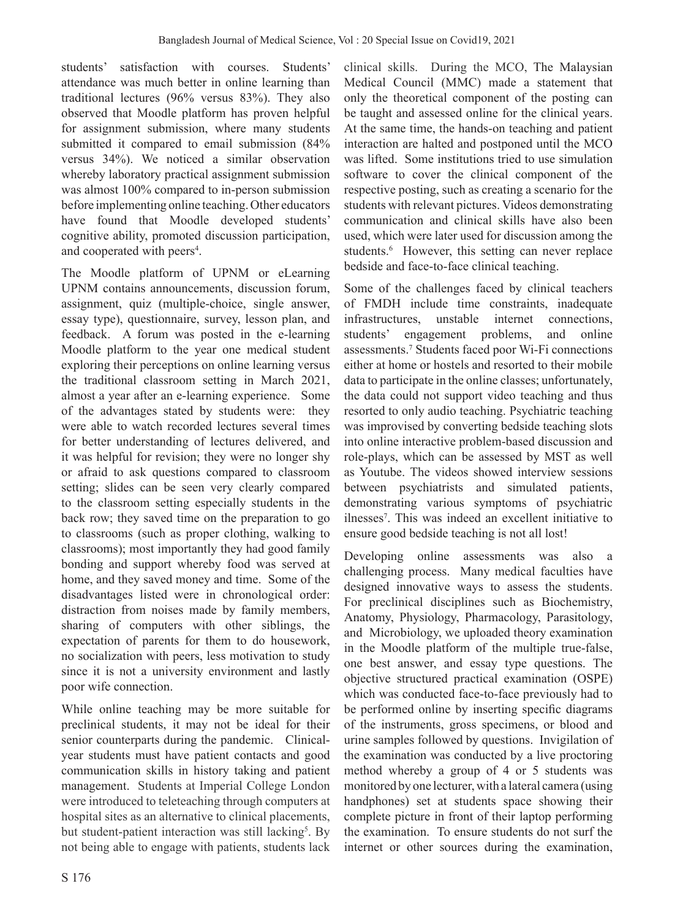students' satisfaction with courses. Students' attendance was much better in online learning than traditional lectures (96% versus 83%). They also observed that Moodle platform has proven helpful for assignment submission, where many students submitted it compared to email submission (84% versus 34%). We noticed a similar observation whereby laboratory practical assignment submission was almost 100% compared to in-person submission before implementing online teaching. Other educators have found that Moodle developed students' cognitive ability, promoted discussion participation, and cooperated with peers[4].

The Moodle platform of UPNM or eLearning UPNM contains announcements, discussion forum, assignment, quiz (multiple-choice, single answer, essay type), questionnaire, survey, lesson plan, and feedback. A forum was posted in the e-learning Moodle platform to the year one medical student exploring their perceptions on online learning versus the traditional classroom setting in March 2021, almost a year after an e-learning experience. Some of the advantages stated by students were: they were able to watch recorded lectures several times for better understanding of lectures delivered, and it was helpful for revision; they were no longer shy or afraid to ask questions compared to classroom setting; slides can be seen very clearly compared to the classroom setting especially students in the back row; they saved time on the preparation to go to classrooms (such as proper clothing, walking to classrooms); most importantly they had good family bonding and support whereby food was served at home, and they saved money and time. Some of the disadvantages listed were in chronological order: distraction from noises made by family members, sharing of computers with other siblings, the expectation of parents for them to do housework, no socialization with peers, less motivation to study since it is not a university environment and lastly poor wife connection.

While online teaching may be more suitable for preclinical students, it may not be ideal for their senior counterparts during the pandemic. Clinical-year students must have patient contacts and good communication skills in history taking and patient management. Students at Imperial College London were introduced to teleteaching through computers at hospital sites as an alternative to clinical placements, but student-patient interaction was still lacking[5]. By not being able to engage with patients, students lack clinical skills. During the MCO, The Malaysian Medical Council (MMC) made a statement that only the theoretical component of the posting can be taught and assessed online for the clinical years. At the same time, the hands-on teaching and patient interaction are halted and postponed until the MCO was lifted. Some institutions tried to use simulation software to cover the clinical component of the respective posting, such as creating a scenario for the students with relevant pictures. Videos demonstrating communication and clinical skills have also been used, which were later used for discussion among the students.[6] However, this setting can never replace bedside and face-to-face clinical teaching.

Some of the challenges faced by clinical teachers of FMDH include time constraints, inadequate infrastructures, unstable internet connections, students' engagement problems, and online assessments.[7] Students faced poor Wi-Fi connections either at home or hostels and resorted to their mobile data to participate in the online classes; unfortunately, the data could not support video teaching and thus resorted to only audio teaching. Psychiatric teaching was improvised by converting bedside teaching slots into online interactive problem-based discussion and role-plays, which can be assessed by MST as well as Youtube. The videos showed interview sessions between psychiatrists and simulated patients, demonstrating various symptoms of psychiatric ilnesses[7]. This was indeed an excellent initiative to ensure good bedside teaching is not all lost!

Developing online assessments was also a challenging process. Many medical faculties have designed innovative ways to assess the students. For preclinical disciplines such as Biochemistry, Anatomy, Physiology, Pharmacology, Parasitology, and Microbiology, we uploaded theory examination in the Moodle platform of the multiple true-false, one best answer, and essay type questions. The objective structured practical examination (OSPE) which was conducted face-to-face previously had to be performed online by inserting specific diagrams of the instruments, gross specimens, or blood and urine samples followed by questions. Invigilation of the examination was conducted by a live proctoring method whereby a group of 4 or 5 students was monitored by one lecturer, with a lateral camera (using handphones) set at students space showing their complete picture in front of their laptop performing the examination. To ensure students do not surf the internet or other sources during the examination,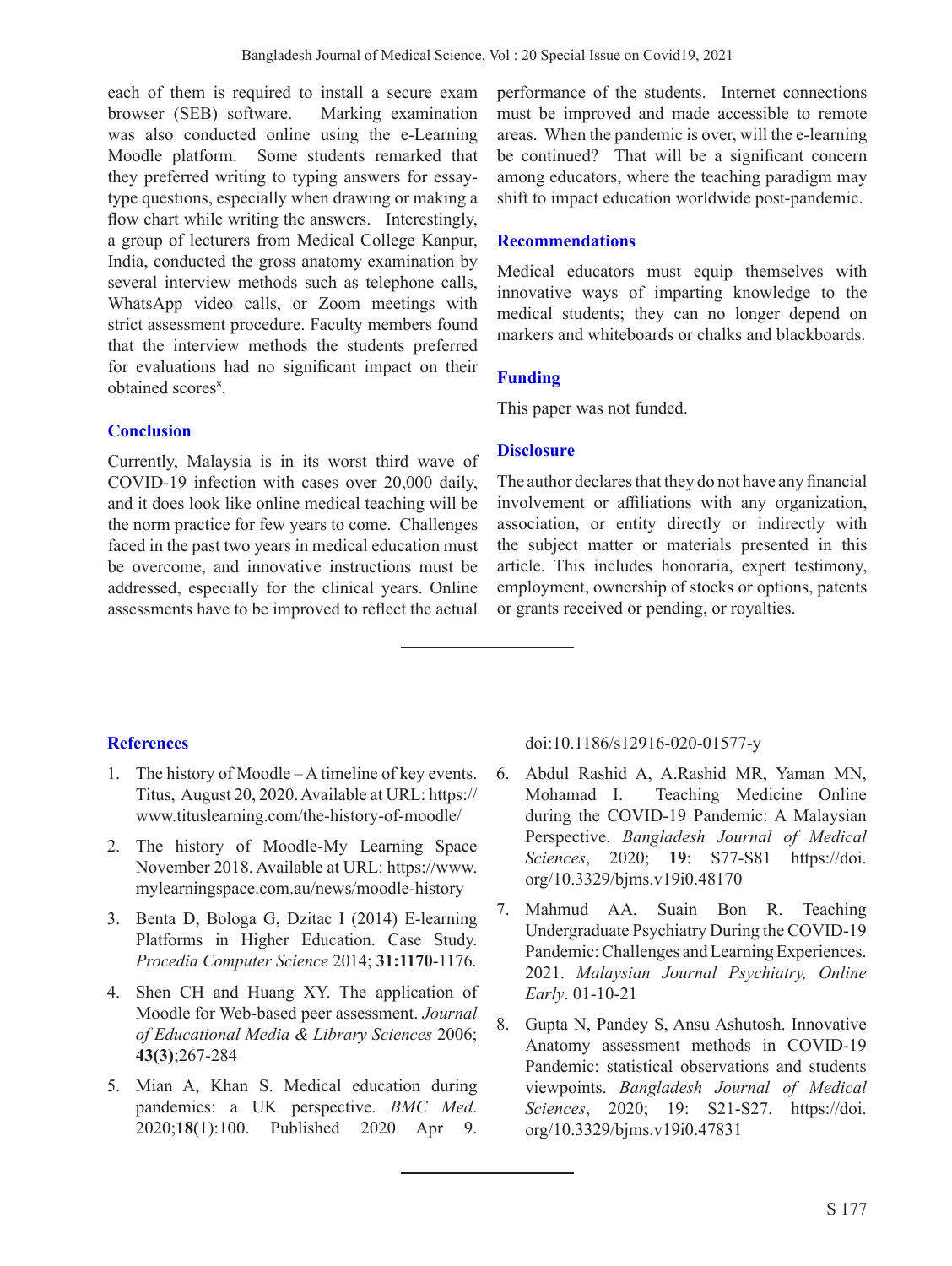each of them is required to install a secure exam browser (SEB) software. Marking examination was also conducted online using the e-Learning Moodle platform. Some students remarked that they preferred writing to typing answers for essay-type questions, especially when drawing or making a flow chart while writing the answers. Interestingly, a group of lecturers from Medical College Kanpur, India, conducted the gross anatomy examination by several interview methods such as telephone calls, WhatsApp video calls, or Zoom meetings with strict assessment procedure. Faculty members found that the interview methods the students preferred for evaluations had no significant impact on their obtained scores[8].

## Conclusion

Currently, Malaysia is in its worst third wave of COVID-19 infection with cases over 20,000 daily, and it does look like online medical teaching will be the norm practice for few years to come. Challenges faced in the past two years in medical education must be overcome, and innovative instructions must be addressed, especially for the clinical years. Online assessments have to be improved to reflect the actual performance of the students. Internet connections must be improved and made accessible to remote areas. When the pandemic is over, will the e-learning be continued? That will be a significant concern among educators, where the teaching paradigm may shift to impact education worldwide post-pandemic.

## Recommendations

Medical educators must equip themselves with innovative ways of imparting knowledge to the medical students; they can no longer depend on markers and whiteboards or chalks and blackboards.

## Funding

This paper was not funded.

## Disclosure

The author declares that they do not have any financial involvement or affiliations with any organization, association, or entity directly or indirectly with the subject matter or materials presented in this article. This includes honoraria, expert testimony, employment, ownership of stocks or options, patents or grants received or pending, or royalties.

## References

1. The history of Moodle – A timeline of key events. Titus, August 20, 2020. Available at URL: https://www.tituslearning.com/the-history-of-moodle/
2. The history of Moodle-My Learning Space November 2018. Available at URL: https://www.mylearningspace.com.au/news/moodle-history
3. Benta D, Bologa G, Dzitac I (2014) E-learning Platforms in Higher Education. Case Study. *Procedia Computer Science* 2014; **31:1170**-1176.
4. Shen CH and Huang XY. The application of Moodle for Web-based peer assessment. *Journal of Educational Media & Library Sciences* 2006; **43(3)**;267-284
5. Mian A, Khan S. Medical education during pandemics: a UK perspective. *BMC Med.* 2020;**18**(1):100. Published 2020 Apr 9. doi:10.1186/s12916-020-01577-y
6. Abdul Rashid A, A.Rashid MR, Yaman MN, Mohamad I. Teaching Medicine Online during the COVID-19 Pandemic: A Malaysian Perspective. *Bangladesh Journal of Medical Sciences*, 2020; **19**: S77-S81 https://doi.org/10.3329/bjms.v19i0.48170
7. Mahmud AA, Suain Bon R. Teaching Undergraduate Psychiatry During the COVID-19 Pandemic: Challenges and Learning Experiences. 2021. *Malaysian Journal Psychiatry, Online Early*. 01-10-21
8. Gupta N, Pandey S, Ansu Ashutosh. Innovative Anatomy assessment methods in COVID-19 Pandemic: statistical observations and students viewpoints. *Bangladesh Journal of Medical Sciences*, 2020; 19: S21-S27. https://doi.org/10.3329/bjms.v19i0.47831